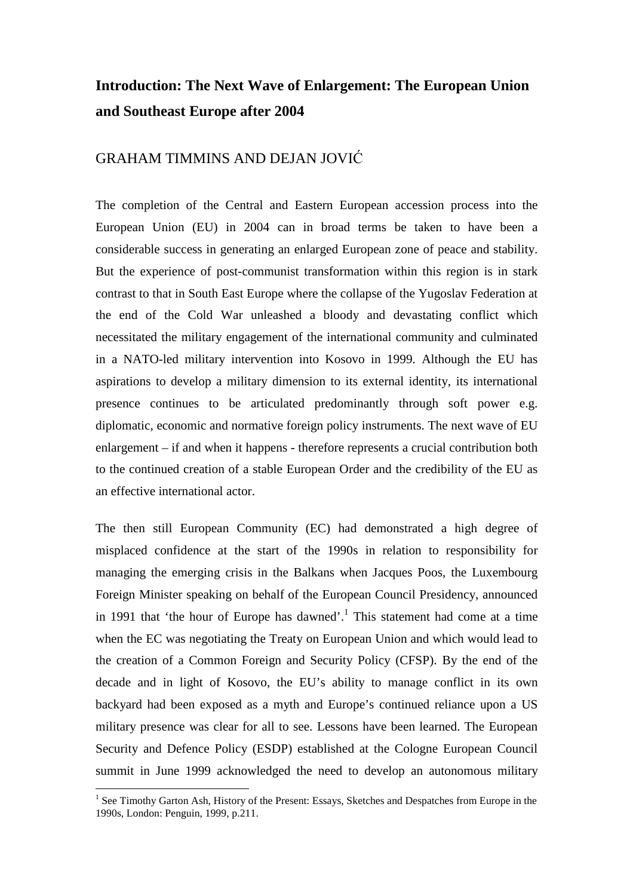# Introduction: The Next Wave of Enlargement: The European Union and Southeast Europe after 2004

GRAHAM TIMMINS AND DEJAN JOVIĆ

The completion of the Central and Eastern European accession process into the European Union (EU) in 2004 can in broad terms be taken to have been a considerable success in generating an enlarged European zone of peace and stability. But the experience of post-communist transformation within this region is in stark contrast to that in South East Europe where the collapse of the Yugoslav Federation at the end of the Cold War unleashed a bloody and devastating conflict which necessitated the military engagement of the international community and culminated in a NATO-led military intervention into Kosovo in 1999. Although the EU has aspirations to develop a military dimension to its external identity, its international presence continues to be articulated predominantly through soft power e.g. diplomatic, economic and normative foreign policy instruments. The next wave of EU enlargement – if and when it happens - therefore represents a crucial contribution both to the continued creation of a stable European Order and the credibility of the EU as an effective international actor.

The then still European Community (EC) had demonstrated a high degree of misplaced confidence at the start of the 1990s in relation to responsibility for managing the emerging crisis in the Balkans when Jacques Poos, the Luxembourg Foreign Minister speaking on behalf of the European Council Presidency, announced in 1991 that 'the hour of Europe has dawned'.[1] This statement had come at a time when the EC was negotiating the Treaty on European Union and which would lead to the creation of a Common Foreign and Security Policy (CFSP). By the end of the decade and in light of Kosovo, the EU's ability to manage conflict in its own backyard had been exposed as a myth and Europe's continued reliance upon a US military presence was clear for all to see. Lessons have been learned. The European Security and Defence Policy (ESDP) established at the Cologne European Council summit in June 1999 acknowledged the need to develop an autonomous military

[1] See Timothy Garton Ash, History of the Present: Essays, Sketches and Despatches from Europe in the 1990s, London: Penguin, 1999, p.211.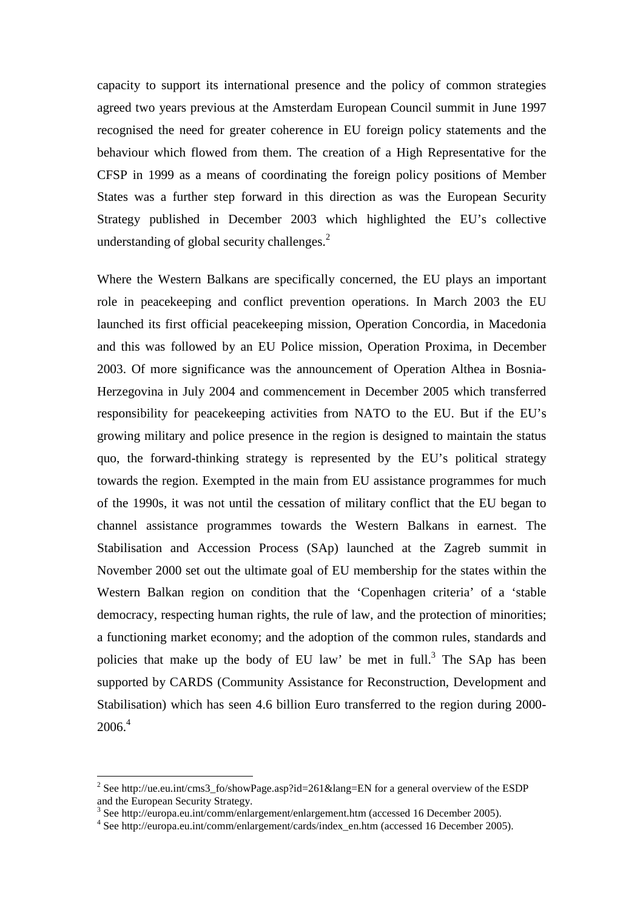capacity to support its international presence and the policy of common strategies agreed two years previous at the Amsterdam European Council summit in June 1997 recognised the need for greater coherence in EU foreign policy statements and the behaviour which flowed from them. The creation of a High Representative for the CFSP in 1999 as a means of coordinating the foreign policy positions of Member States was a further step forward in this direction as was the European Security Strategy published in December 2003 which highlighted the EU's collective understanding of global security challenges.[2]

Where the Western Balkans are specifically concerned, the EU plays an important role in peacekeeping and conflict prevention operations. In March 2003 the EU launched its first official peacekeeping mission, Operation Concordia, in Macedonia and this was followed by an EU Police mission, Operation Proxima, in December 2003. Of more significance was the announcement of Operation Althea in Bosnia-Herzegovina in July 2004 and commencement in December 2005 which transferred responsibility for peacekeeping activities from NATO to the EU. But if the EU's growing military and police presence in the region is designed to maintain the status quo, the forward-thinking strategy is represented by the EU's political strategy towards the region. Exempted in the main from EU assistance programmes for much of the 1990s, it was not until the cessation of military conflict that the EU began to channel assistance programmes towards the Western Balkans in earnest. The Stabilisation and Accession Process (SAp) launched at the Zagreb summit in November 2000 set out the ultimate goal of EU membership for the states within the Western Balkan region on condition that the 'Copenhagen criteria' of a 'stable democracy, respecting human rights, the rule of law, and the protection of minorities; a functioning market economy; and the adoption of the common rules, standards and policies that make up the body of EU law' be met in full.[3] The SAp has been supported by CARDS (Community Assistance for Reconstruction, Development and Stabilisation) which has seen 4.6 billion Euro transferred to the region during 2000-2006.[4]

---

[2] See http://ue.eu.int/cms3_fo/showPage.asp?id=261&lang=EN for a general overview of the ESDP and the European Security Strategy.

[3] See http://europa.eu.int/comm/enlargement/enlargement.htm (accessed 16 December 2005).

[4] See http://europa.eu.int/comm/enlargement/cards/index_en.htm (accessed 16 December 2005).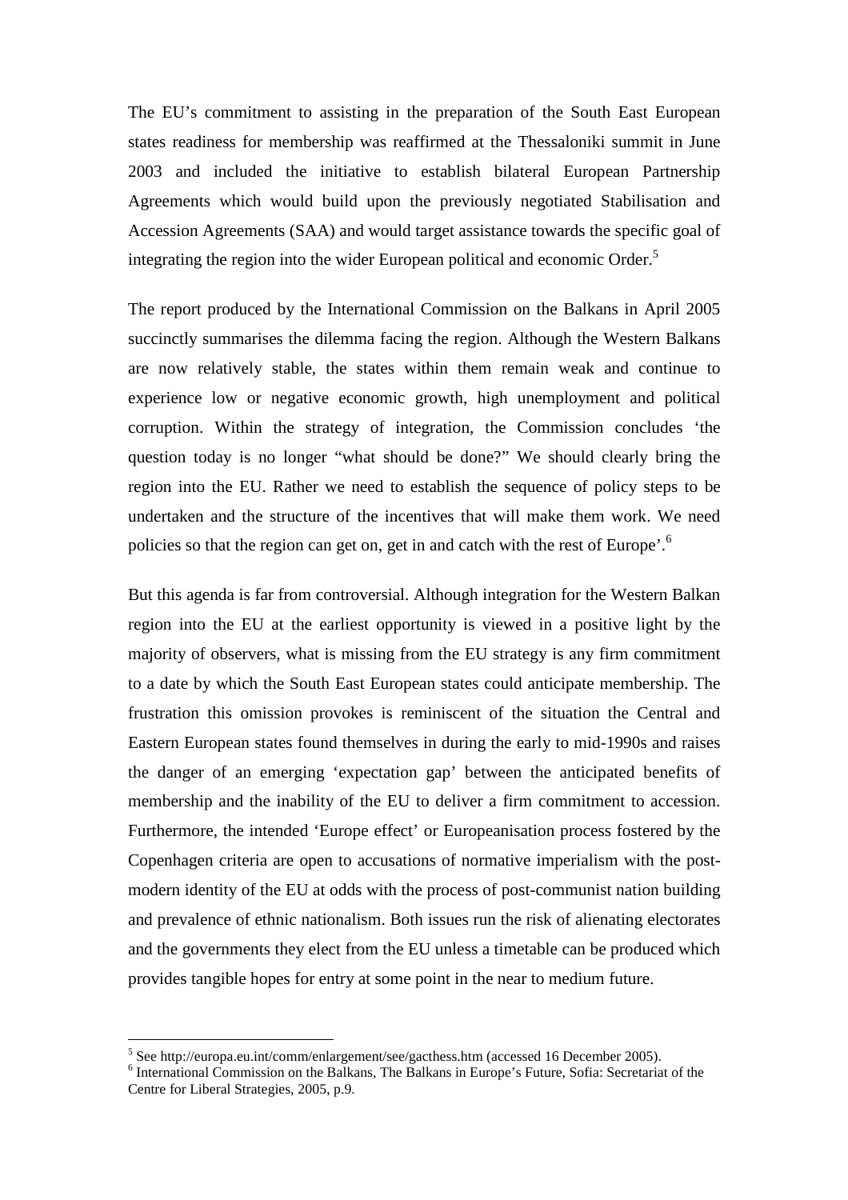The EU's commitment to assisting in the preparation of the South East European states readiness for membership was reaffirmed at the Thessaloniki summit in June 2003 and included the initiative to establish bilateral European Partnership Agreements which would build upon the previously negotiated Stabilisation and Accession Agreements (SAA) and would target assistance towards the specific goal of integrating the region into the wider European political and economic Order.[5]

The report produced by the International Commission on the Balkans in April 2005 succinctly summarises the dilemma facing the region. Although the Western Balkans are now relatively stable, the states within them remain weak and continue to experience low or negative economic growth, high unemployment and political corruption. Within the strategy of integration, the Commission concludes 'the question today is no longer "what should be done?" We should clearly bring the region into the EU. Rather we need to establish the sequence of policy steps to be undertaken and the structure of the incentives that will make them work. We need policies so that the region can get on, get in and catch with the rest of Europe'.[6]

But this agenda is far from controversial. Although integration for the Western Balkan region into the EU at the earliest opportunity is viewed in a positive light by the majority of observers, what is missing from the EU strategy is any firm commitment to a date by which the South East European states could anticipate membership. The frustration this omission provokes is reminiscent of the situation the Central and Eastern European states found themselves in during the early to mid-1990s and raises the danger of an emerging 'expectation gap' between the anticipated benefits of membership and the inability of the EU to deliver a firm commitment to accession. Furthermore, the intended 'Europe effect' or Europeanisation process fostered by the Copenhagen criteria are open to accusations of normative imperialism with the post-modern identity of the EU at odds with the process of post-communist nation building and prevalence of ethnic nationalism. Both issues run the risk of alienating electorates and the governments they elect from the EU unless a timetable can be produced which provides tangible hopes for entry at some point in the near to medium future.

---

[5] See http://europa.eu.int/comm/enlargement/see/gacthess.htm (accessed 16 December 2005).

[6] International Commission on the Balkans, The Balkans in Europe's Future, Sofia: Secretariat of the Centre for Liberal Strategies, 2005, p.9.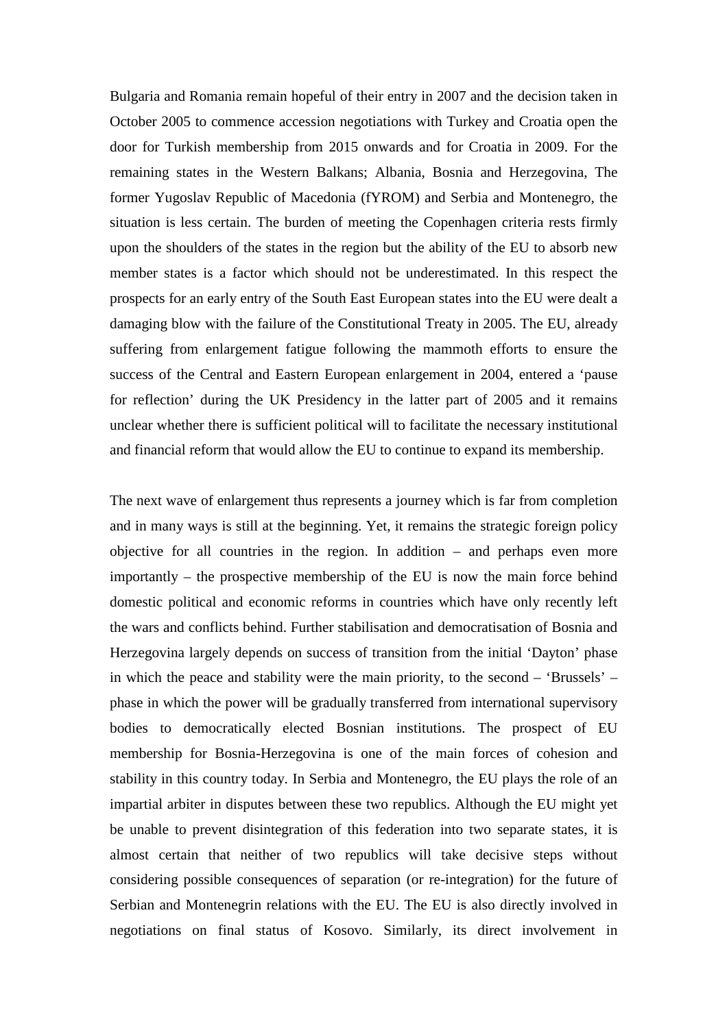Bulgaria and Romania remain hopeful of their entry in 2007 and the decision taken in October 2005 to commence accession negotiations with Turkey and Croatia open the door for Turkish membership from 2015 onwards and for Croatia in 2009. For the remaining states in the Western Balkans; Albania, Bosnia and Herzegovina, The former Yugoslav Republic of Macedonia (fYROM) and Serbia and Montenegro, the situation is less certain. The burden of meeting the Copenhagen criteria rests firmly upon the shoulders of the states in the region but the ability of the EU to absorb new member states is a factor which should not be underestimated. In this respect the prospects for an early entry of the South East European states into the EU were dealt a damaging blow with the failure of the Constitutional Treaty in 2005. The EU, already suffering from enlargement fatigue following the mammoth efforts to ensure the success of the Central and Eastern European enlargement in 2004, entered a 'pause for reflection' during the UK Presidency in the latter part of 2005 and it remains unclear whether there is sufficient political will to facilitate the necessary institutional and financial reform that would allow the EU to continue to expand its membership.

The next wave of enlargement thus represents a journey which is far from completion and in many ways is still at the beginning. Yet, it remains the strategic foreign policy objective for all countries in the region. In addition – and perhaps even more importantly – the prospective membership of the EU is now the main force behind domestic political and economic reforms in countries which have only recently left the wars and conflicts behind. Further stabilisation and democratisation of Bosnia and Herzegovina largely depends on success of transition from the initial 'Dayton' phase in which the peace and stability were the main priority, to the second – 'Brussels' – phase in which the power will be gradually transferred from international supervisory bodies to democratically elected Bosnian institutions. The prospect of EU membership for Bosnia-Herzegovina is one of the main forces of cohesion and stability in this country today. In Serbia and Montenegro, the EU plays the role of an impartial arbiter in disputes between these two republics. Although the EU might yet be unable to prevent disintegration of this federation into two separate states, it is almost certain that neither of two republics will take decisive steps without considering possible consequences of separation (or re-integration) for the future of Serbian and Montenegrin relations with the EU. The EU is also directly involved in negotiations on final status of Kosovo. Similarly, its direct involvement in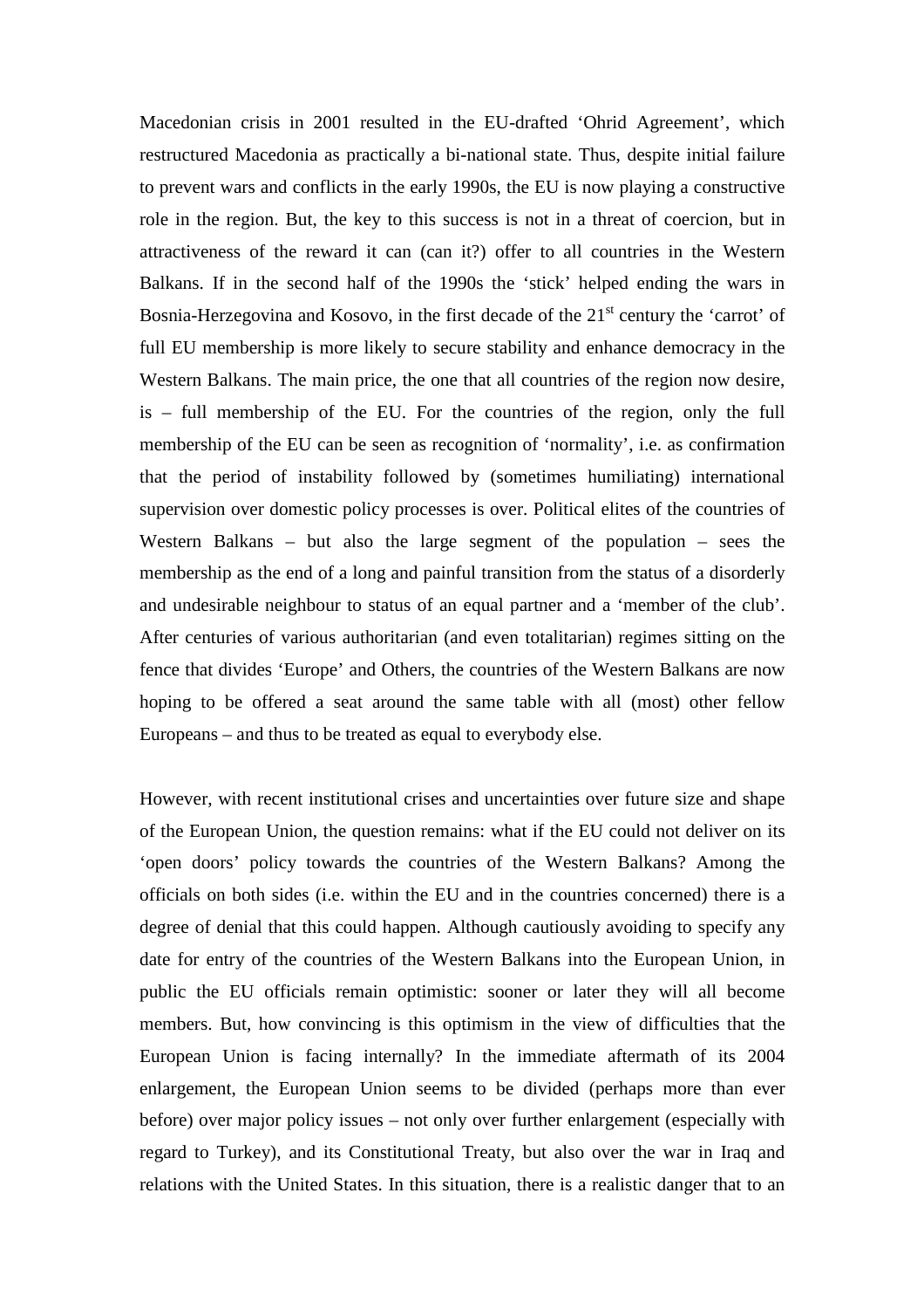Macedonian crisis in 2001 resulted in the EU-drafted 'Ohrid Agreement', which restructured Macedonia as practically a bi-national state. Thus, despite initial failure to prevent wars and conflicts in the early 1990s, the EU is now playing a constructive role in the region. But, the key to this success is not in a threat of coercion, but in attractiveness of the reward it can (can it?) offer to all countries in the Western Balkans. If in the second half of the 1990s the 'stick' helped ending the wars in Bosnia-Herzegovina and Kosovo, in the first decade of the 21st century the 'carrot' of full EU membership is more likely to secure stability and enhance democracy in the Western Balkans. The main price, the one that all countries of the region now desire, is – full membership of the EU. For the countries of the region, only the full membership of the EU can be seen as recognition of 'normality', i.e. as confirmation that the period of instability followed by (sometimes humiliating) international supervision over domestic policy processes is over. Political elites of the countries of Western Balkans – but also the large segment of the population – sees the membership as the end of a long and painful transition from the status of a disorderly and undesirable neighbour to status of an equal partner and a 'member of the club'. After centuries of various authoritarian (and even totalitarian) regimes sitting on the fence that divides 'Europe' and Others, the countries of the Western Balkans are now hoping to be offered a seat around the same table with all (most) other fellow Europeans – and thus to be treated as equal to everybody else.

However, with recent institutional crises and uncertainties over future size and shape of the European Union, the question remains: what if the EU could not deliver on its 'open doors' policy towards the countries of the Western Balkans? Among the officials on both sides (i.e. within the EU and in the countries concerned) there is a degree of denial that this could happen. Although cautiously avoiding to specify any date for entry of the countries of the Western Balkans into the European Union, in public the EU officials remain optimistic: sooner or later they will all become members. But, how convincing is this optimism in the view of difficulties that the European Union is facing internally? In the immediate aftermath of its 2004 enlargement, the European Union seems to be divided (perhaps more than ever before) over major policy issues – not only over further enlargement (especially with regard to Turkey), and its Constitutional Treaty, but also over the war in Iraq and relations with the United States. In this situation, there is a realistic danger that to an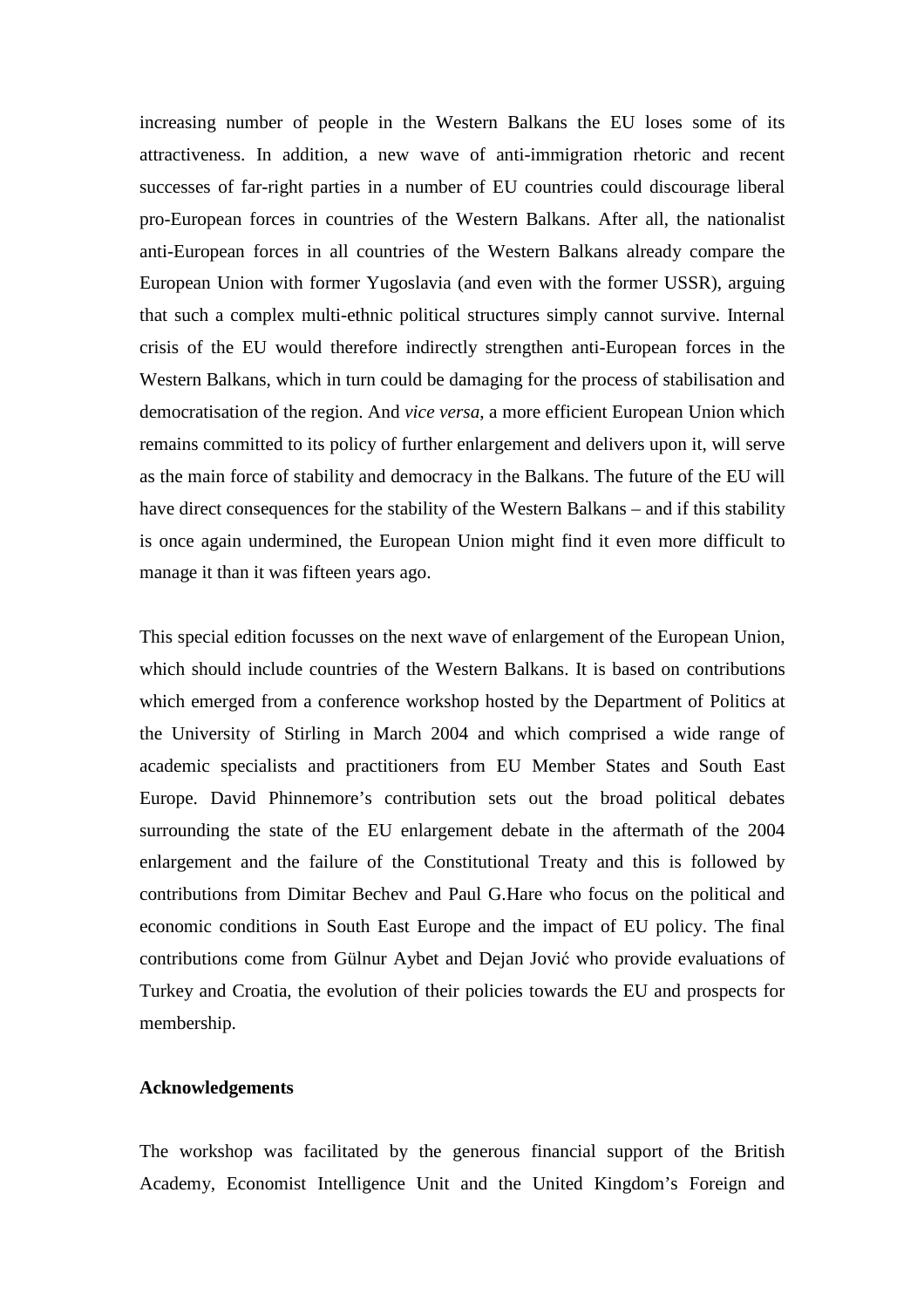increasing number of people in the Western Balkans the EU loses some of its attractiveness. In addition, a new wave of anti-immigration rhetoric and recent successes of far-right parties in a number of EU countries could discourage liberal pro-European forces in countries of the Western Balkans. After all, the nationalist anti-European forces in all countries of the Western Balkans already compare the European Union with former Yugoslavia (and even with the former USSR), arguing that such a complex multi-ethnic political structures simply cannot survive. Internal crisis of the EU would therefore indirectly strengthen anti-European forces in the Western Balkans, which in turn could be damaging for the process of stabilisation and democratisation of the region. And *vice versa*, a more efficient European Union which remains committed to its policy of further enlargement and delivers upon it, will serve as the main force of stability and democracy in the Balkans. The future of the EU will have direct consequences for the stability of the Western Balkans – and if this stability is once again undermined, the European Union might find it even more difficult to manage it than it was fifteen years ago.

This special edition focusses on the next wave of enlargement of the European Union, which should include countries of the Western Balkans. It is based on contributions which emerged from a conference workshop hosted by the Department of Politics at the University of Stirling in March 2004 and which comprised a wide range of academic specialists and practitioners from EU Member States and South East Europe. David Phinnemore's contribution sets out the broad political debates surrounding the state of the EU enlargement debate in the aftermath of the 2004 enlargement and the failure of the Constitutional Treaty and this is followed by contributions from Dimitar Bechev and Paul G.Hare who focus on the political and economic conditions in South East Europe and the impact of EU policy. The final contributions come from Gülnur Aybet and Dejan Jović who provide evaluations of Turkey and Croatia, the evolution of their policies towards the EU and prospects for membership.

**Acknowledgements**

The workshop was facilitated by the generous financial support of the British Academy, Economist Intelligence Unit and the United Kingdom's Foreign and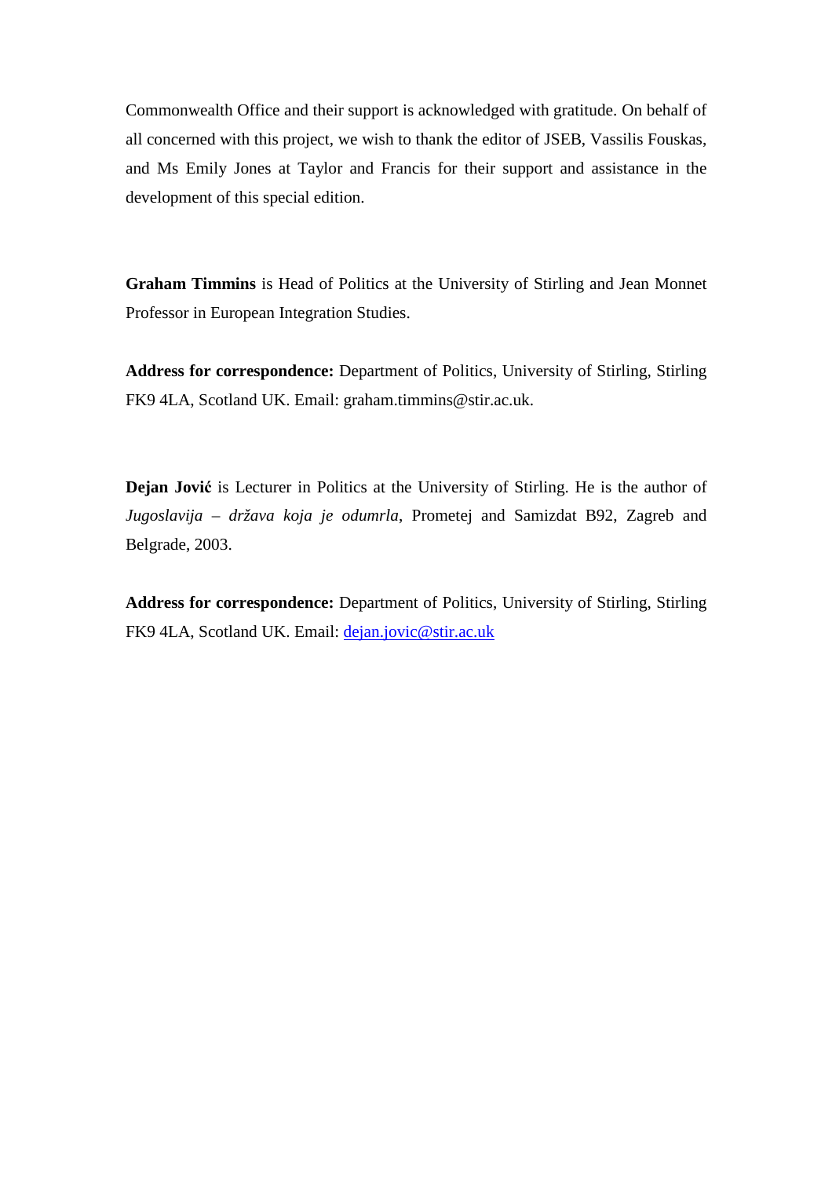Commonwealth Office and their support is acknowledged with gratitude. On behalf of all concerned with this project, we wish to thank the editor of JSEB, Vassilis Fouskas, and Ms Emily Jones at Taylor and Francis for their support and assistance in the development of this special edition.

**Graham Timmins** is Head of Politics at the University of Stirling and Jean Monnet Professor in European Integration Studies.

**Address for correspondence:** Department of Politics, University of Stirling, Stirling FK9 4LA, Scotland UK. Email: graham.timmins@stir.ac.uk.

**Dejan Jović** is Lecturer in Politics at the University of Stirling. He is the author of *Jugoslavija – država koja je odumrla*, Prometej and Samizdat B92, Zagreb and Belgrade, 2003.

**Address for correspondence:** Department of Politics, University of Stirling, Stirling FK9 4LA, Scotland UK. Email: dejan.jovic@stir.ac.uk